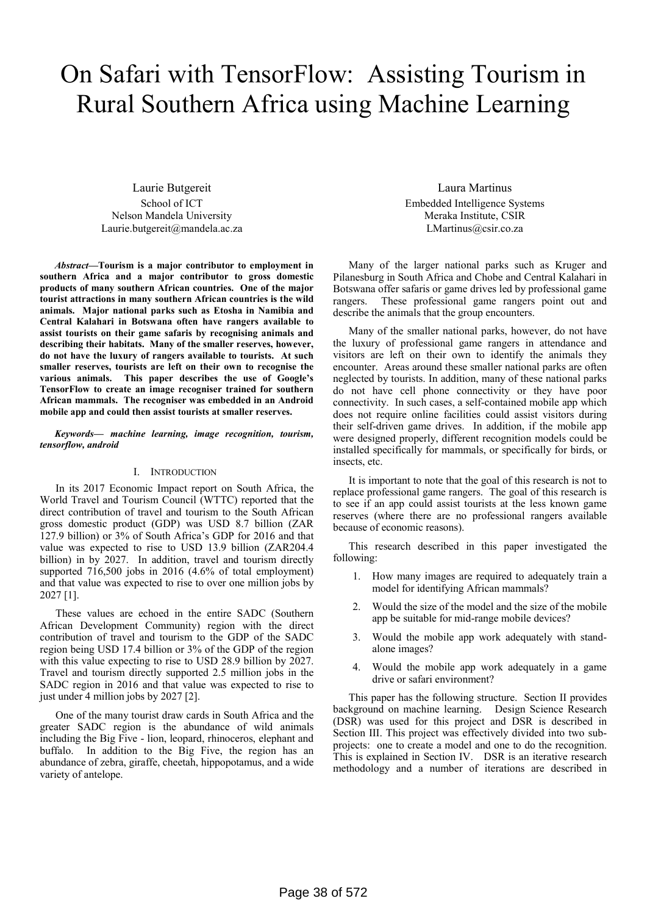# On Safari with TensorFlow: Assisting Tourism in Rural Southern Africa using Machine Learning

Laurie Butgereit
School of ICT
Nelson Mandela University
Laurie.butgereit@mandela.ac.za

Laura Martinus
Embedded Intelligence Systems
Meraka Institute, CSIR
LMartinus@csir.co.za

***Abstract*—Tourism is a major contributor to employment in southern Africa and a major contributor to gross domestic products of many southern African countries. One of the major tourist attractions in many southern African countries is the wild animals. Major national parks such as Etosha in Namibia and Central Kalahari in Botswana often have rangers available to assist tourists on their game safaris by recognising animals and describing their habitats. Many of the smaller reserves, however, do not have the luxury of rangers available to tourists. At such smaller reserves, tourists are left on their own to recognise the various animals. This paper describes the use of Google's TensorFlow to create an image recogniser trained for southern African mammals. The recogniser was embedded in an Android mobile app and could then assist tourists at smaller reserves.**

***Keywords— machine learning, image recognition, tourism, tensorflow, android***

## I. Introduction

In its 2017 Economic Impact report on South Africa, the World Travel and Tourism Council (WTTC) reported that the direct contribution of travel and tourism to the South African gross domestic product (GDP) was USD 8.7 billion (ZAR 127.9 billion) or 3% of South Africa's GDP for 2016 and that value was expected to rise to USD 13.9 billion (ZAR204.4 billion) in by 2027. In addition, travel and tourism directly supported 716,500 jobs in 2016 (4.6% of total employment) and that value was expected to rise to over one million jobs by 2027 [1].

These values are echoed in the entire SADC (Southern African Development Community) region with the direct contribution of travel and tourism to the GDP of the SADC region being USD 17.4 billion or 3% of the GDP of the region with this value expecting to rise to USD 28.9 billion by 2027. Travel and tourism directly supported 2.5 million jobs in the SADC region in 2016 and that value was expected to rise to just under 4 million jobs by 2027 [2].

One of the many tourist draw cards in South Africa and the greater SADC region is the abundance of wild animals including the Big Five - lion, leopard, rhinoceros, elephant and buffalo. In addition to the Big Five, the region has an abundance of zebra, giraffe, cheetah, hippopotamus, and a wide variety of antelope.

Many of the larger national parks such as Kruger and Pilanesburg in South Africa and Chobe and Central Kalahari in Botswana offer safaris or game drives led by professional game rangers. These professional game rangers point out and describe the animals that the group encounters.

Many of the smaller national parks, however, do not have the luxury of professional game rangers in attendance and visitors are left on their own to identify the animals they encounter. Areas around these smaller national parks are often neglected by tourists. In addition, many of these national parks do not have cell phone connectivity or they have poor connectivity. In such cases, a self-contained mobile app which does not require online facilities could assist visitors during their self-driven game drives. In addition, if the mobile app were designed properly, different recognition models could be installed specifically for mammals, or specifically for birds, or insects, etc.

It is important to note that the goal of this research is not to replace professional game rangers. The goal of this research is to see if an app could assist tourists at the less known game reserves (where there are no professional rangers available because of economic reasons).

This research described in this paper investigated the following:

1. How many images are required to adequately train a model for identifying African mammals?
2. Would the size of the model and the size of the mobile app be suitable for mid-range mobile devices?
3. Would the mobile app work adequately with stand-alone images?
4. Would the mobile app work adequately in a game drive or safari environment?

This paper has the following structure. Section II provides background on machine learning. Design Science Research (DSR) was used for this project and DSR is described in Section III. This project was effectively divided into two sub-projects: one to create a model and one to do the recognition. This is explained in Section IV. DSR is an iterative research methodology and a number of iterations are described in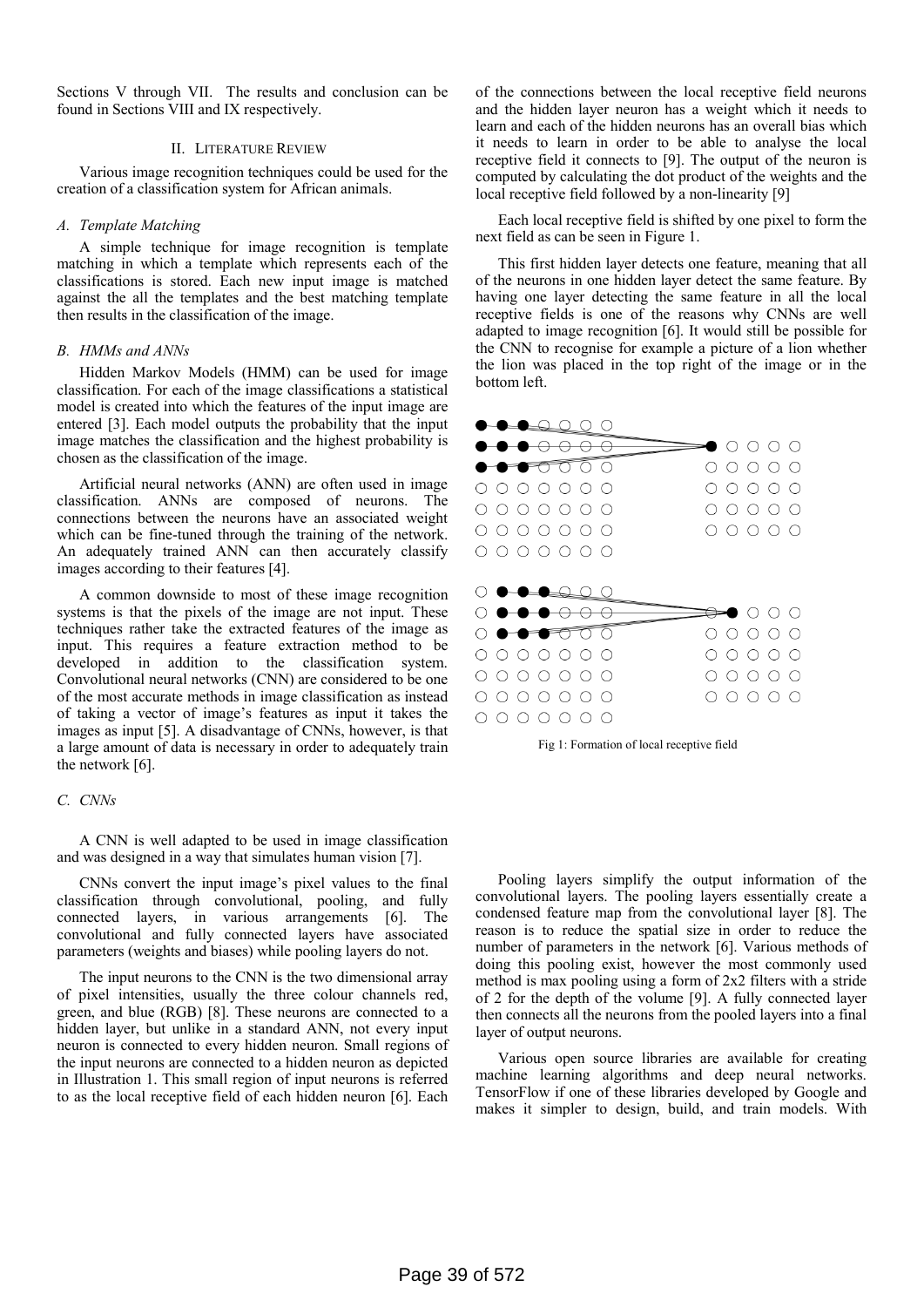Sections V through VII. The results and conclusion can be found in Sections VIII and IX respectively.

## II. Literature Review

Various image recognition techniques could be used for the creation of a classification system for African animals.

### *A. Template Matching*

A simple technique for image recognition is template matching in which a template which represents each of the classifications is stored. Each new input image is matched against the all the templates and the best matching template then results in the classification of the image.

### *B. HMMs and ANNs*

Hidden Markov Models (HMM) can be used for image classification. For each of the image classifications a statistical model is created into which the features of the input image are entered [3]. Each model outputs the probability that the input image matches the classification and the highest probability is chosen as the classification of the image.

Artificial neural networks (ANN) are often used in image classification. ANNs are composed of neurons. The connections between the neurons have an associated weight which can be fine-tuned through the training of the network. An adequately trained ANN can then accurately classify images according to their features [4].

A common downside to most of these image recognition systems is that the pixels of the image are not input. These techniques rather take the extracted features of the image as input. This requires a feature extraction method to be developed in addition to the classification system. Convolutional neural networks (CNN) are considered to be one of the most accurate methods in image classification as instead of taking a vector of image's features as input it takes the images as input [5]. A disadvantage of CNNs, however, is that a large amount of data is necessary in order to adequately train the network [6].

### *C. CNNs*

A CNN is well adapted to be used in image classification and was designed in a way that simulates human vision [7].

CNNs convert the input image's pixel values to the final classification through convolutional, pooling, and fully connected layers, in various arrangements [6]. The convolutional and fully connected layers have associated parameters (weights and biases) while pooling layers do not.

The input neurons to the CNN is the two dimensional array of pixel intensities, usually the three colour channels red, green, and blue (RGB) [8]. These neurons are connected to a hidden layer, but unlike in a standard ANN, not every input neuron is connected to every hidden neuron. Small regions of the input neurons are connected to a hidden neuron as depicted in Illustration 1. This small region of input neurons is referred to as the local receptive field of each hidden neuron [6]. Each of the connections between the local receptive field neurons and the hidden layer neuron has a weight which it needs to learn and each of the hidden neurons has an overall bias which it needs to learn in order to be able to analyse the local receptive field it connects to [9]. The output of the neuron is computed by calculating the dot product of the weights and the local receptive field followed by a non-linearity [9]

Each local receptive field is shifted by one pixel to form the next field as can be seen in Figure 1.

This first hidden layer detects one feature, meaning that all of the neurons in one hidden layer detect the same feature. By having one layer detecting the same feature in all the local receptive fields is one of the reasons why CNNs are well adapted to image recognition [6]. It would still be possible for the CNN to recognise for example a picture of a lion whether the lion was placed in the top right of the image or in the bottom left.

Fig 1: Formation of local receptive field

Pooling layers simplify the output information of the convolutional layers. The pooling layers essentially create a condensed feature map from the convolutional layer [8]. The reason is to reduce the spatial size in order to reduce the number of parameters in the network [6]. Various methods of doing this pooling exist, however the most commonly used method is max pooling using a form of 2x2 filters with a stride of 2 for the depth of the volume [9]. A fully connected layer then connects all the neurons from the pooled layers into a final layer of output neurons.

Various open source libraries are available for creating machine learning algorithms and deep neural networks. TensorFlow if one of these libraries developed by Google and makes it simpler to design, build, and train models. With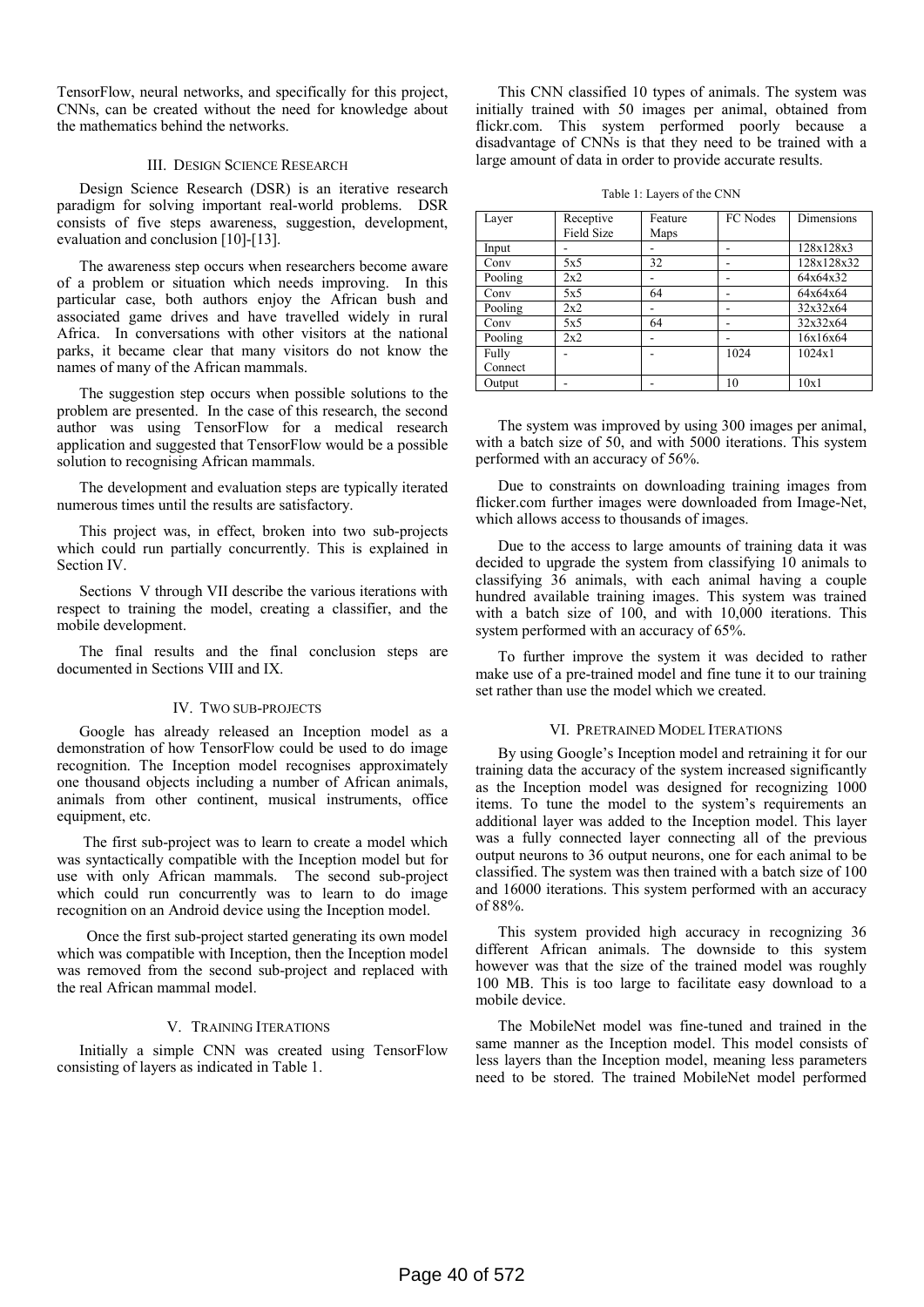TensorFlow, neural networks, and specifically for this project, CNNs, can be created without the need for knowledge about the mathematics behind the networks.

## III. Design Science Research

Design Science Research (DSR) is an iterative research paradigm for solving important real-world problems. DSR consists of five steps awareness, suggestion, development, evaluation and conclusion [10]-[13].

The awareness step occurs when researchers become aware of a problem or situation which needs improving. In this particular case, both authors enjoy the African bush and associated game drives and have travelled widely in rural Africa. In conversations with other visitors at the national parks, it became clear that many visitors do not know the names of many of the African mammals.

The suggestion step occurs when possible solutions to the problem are presented. In the case of this research, the second author was using TensorFlow for a medical research application and suggested that TensorFlow would be a possible solution to recognising African mammals.

The development and evaluation steps are typically iterated numerous times until the results are satisfactory.

This project was, in effect, broken into two sub-projects which could run partially concurrently. This is explained in Section IV.

Sections V through VII describe the various iterations with respect to training the model, creating a classifier, and the mobile development.

The final results and the final conclusion steps are documented in Sections VIII and IX.

## IV. Two Sub-Projects

Google has already released an Inception model as a demonstration of how TensorFlow could be used to do image recognition. The Inception model recognises approximately one thousand objects including a number of African animals, animals from other continent, musical instruments, office equipment, etc.

The first sub-project was to learn to create a model which was syntactically compatible with the Inception model but for use with only African mammals. The second sub-project which could run concurrently was to learn to do image recognition on an Android device using the Inception model.

Once the first sub-project started generating its own model which was compatible with Inception, then the Inception model was removed from the second sub-project and replaced with the real African mammal model.

## V. Training Iterations

Initially a simple CNN was created using TensorFlow consisting of layers as indicated in Table 1.

This CNN classified 10 types of animals. The system was initially trained with 50 images per animal, obtained from flickr.com. This system performed poorly because a disadvantage of CNNs is that they need to be trained with a large amount of data in order to provide accurate results.

Table 1: Layers of the CNN

| Layer | Receptive Field Size | Feature Maps | FC Nodes | Dimensions |
|---|---|---|---|---|
| Input | - | - | - | 128x128x3 |
| Conv | 5x5 | 32 | - | 128x128x32 |
| Pooling | 2x2 | - | - | 64x64x32 |
| Conv | 5x5 | 64 | - | 64x64x64 |
| Pooling | 2x2 | - | - | 32x32x64 |
| Conv | 5x5 | 64 | - | 32x32x64 |
| Pooling | 2x2 | - | - | 16x16x64 |
| Fully Connect | - | - | 1024 | 1024x1 |
| Output | - | - | 10 | 10x1 |

The system was improved by using 300 images per animal, with a batch size of 50, and with 5000 iterations. This system performed with an accuracy of 56%.

Due to constraints on downloading training images from flicker.com further images were downloaded from Image-Net, which allows access to thousands of images.

Due to the access to large amounts of training data it was decided to upgrade the system from classifying 10 animals to classifying 36 animals, with each animal having a couple hundred available training images. This system was trained with a batch size of 100, and with 10,000 iterations. This system performed with an accuracy of 65%.

To further improve the system it was decided to rather make use of a pre-trained model and fine tune it to our training set rather than use the model which we created.

## VI. Pretrained Model Iterations

By using Google's Inception model and retraining it for our training data the accuracy of the system increased significantly as the Inception model was designed for recognizing 1000 items. To tune the model to the system's requirements an additional layer was added to the Inception model. This layer was a fully connected layer connecting all of the previous output neurons to 36 output neurons, one for each animal to be classified. The system was then trained with a batch size of 100 and 16000 iterations. This system performed with an accuracy of 88%.

This system provided high accuracy in recognizing 36 different African animals. The downside to this system however was that the size of the trained model was roughly 100 MB. This is too large to facilitate easy download to a mobile device.

The MobileNet model was fine-tuned and trained in the same manner as the Inception model. This model consists of less layers than the Inception model, meaning less parameters need to be stored. The trained MobileNet model performed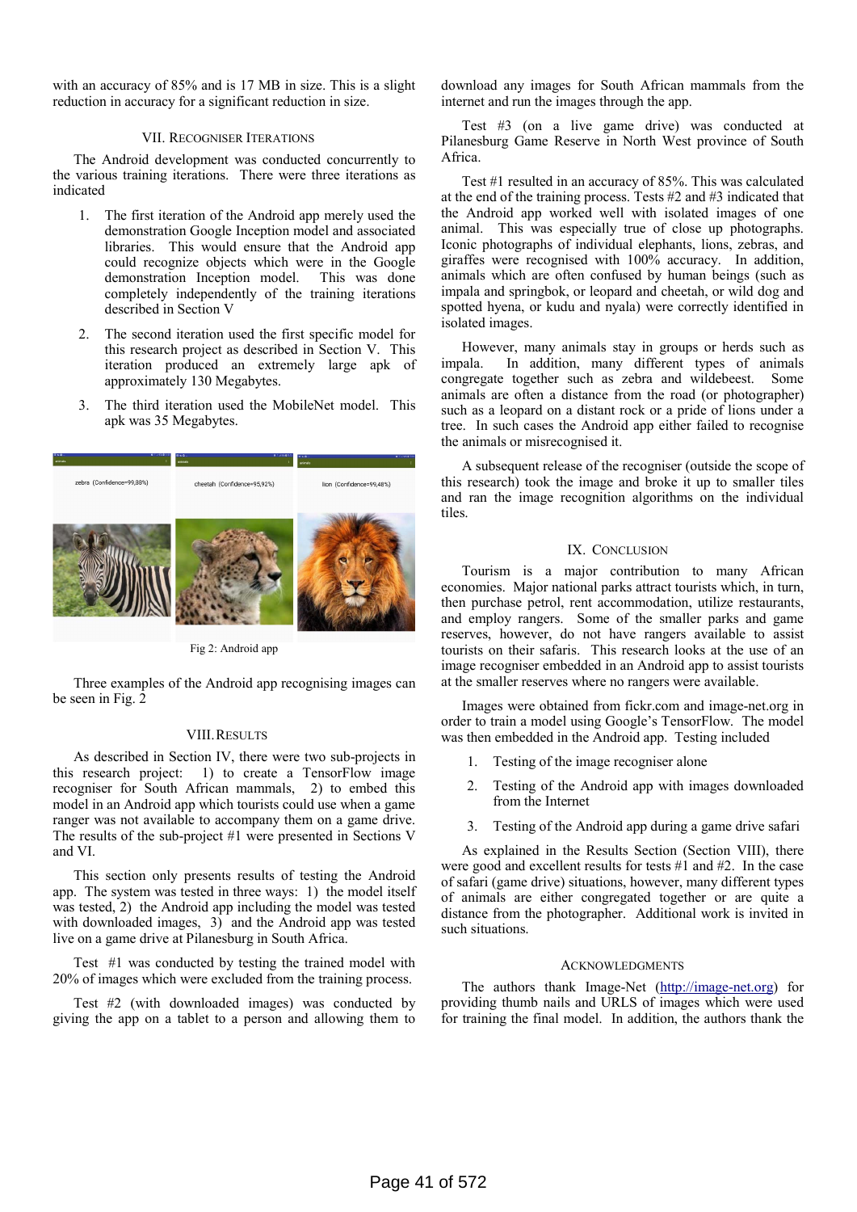with an accuracy of 85% and is 17 MB in size. This is a slight reduction in accuracy for a significant reduction in size.

## VII. Recogniser Iterations

The Android development was conducted concurrently to the various training iterations. There were three iterations as indicated

1. The first iteration of the Android app merely used the demonstration Google Inception model and associated libraries. This would ensure that the Android app could recognize objects which were in the Google demonstration Inception model. This was done completely independently of the training iterations described in Section V
2. The second iteration used the first specific model for this research project as described in Section V. This iteration produced an extremely large apk of approximately 130 Megabytes.
3. The third iteration used the MobileNet model. This apk was 35 Megabytes.

Fig 2: Android app

Three examples of the Android app recognising images can be seen in Fig. 2

## VIII. Results

As described in Section IV, there were two sub-projects in this research project: 1) to create a TensorFlow image recogniser for South African mammals, 2) to embed this model in an Android app which tourists could use when a game ranger was not available to accompany them on a game drive. The results of the sub-project #1 were presented in Sections V and VI.

This section only presents results of testing the Android app. The system was tested in three ways: 1) the model itself was tested, 2) the Android app including the model was tested with downloaded images, 3) and the Android app was tested live on a game drive at Pilanesburg in South Africa.

Test #1 was conducted by testing the trained model with 20% of images which were excluded from the training process.

Test #2 (with downloaded images) was conducted by giving the app on a tablet to a person and allowing them to download any images for South African mammals from the internet and run the images through the app.

Test #3 (on a live game drive) was conducted at Pilanesburg Game Reserve in North West province of South Africa.

Test #1 resulted in an accuracy of 85%. This was calculated at the end of the training process. Tests #2 and #3 indicated that the Android app worked well with isolated images of one animal. This was especially true of close up photographs. Iconic photographs of individual elephants, lions, zebras, and giraffes were recognised with 100% accuracy. In addition, animals which are often confused by human beings (such as impala and springbok, or leopard and cheetah, or wild dog and spotted hyena, or kudu and nyala) were correctly identified in isolated images.

However, many animals stay in groups or herds such as impala. In addition, many different types of animals congregate together such as zebra and wildebeest. Some animals are often a distance from the road (or photographer) such as a leopard on a distant rock or a pride of lions under a tree. In such cases the Android app either failed to recognise the animals or misrecognised it.

A subsequent release of the recogniser (outside the scope of this research) took the image and broke it up to smaller tiles and ran the image recognition algorithms on the individual tiles.

## IX. Conclusion

Tourism is a major contribution to many African economies. Major national parks attract tourists which, in turn, then purchase petrol, rent accommodation, utilize restaurants, and employ rangers. Some of the smaller parks and game reserves, however, do not have rangers available to assist tourists on their safaris. This research looks at the use of an image recogniser embedded in an Android app to assist tourists at the smaller reserves where no rangers were available.

Images were obtained from fickr.com and image-net.org in order to train a model using Google's TensorFlow. The model was then embedded in the Android app. Testing included

1. Testing of the image recogniser alone
2. Testing of the Android app with images downloaded from the Internet
3. Testing of the Android app during a game drive safari

As explained in the Results Section (Section VIII), there were good and excellent results for tests #1 and #2. In the case of safari (game drive) situations, however, many different types of animals are either congregated together or are quite a distance from the photographer. Additional work is invited in such situations.

## Acknowledgments

The authors thank Image-Net (http://image-net.org) for providing thumb nails and URLS of images which were used for training the final model. In addition, the authors thank the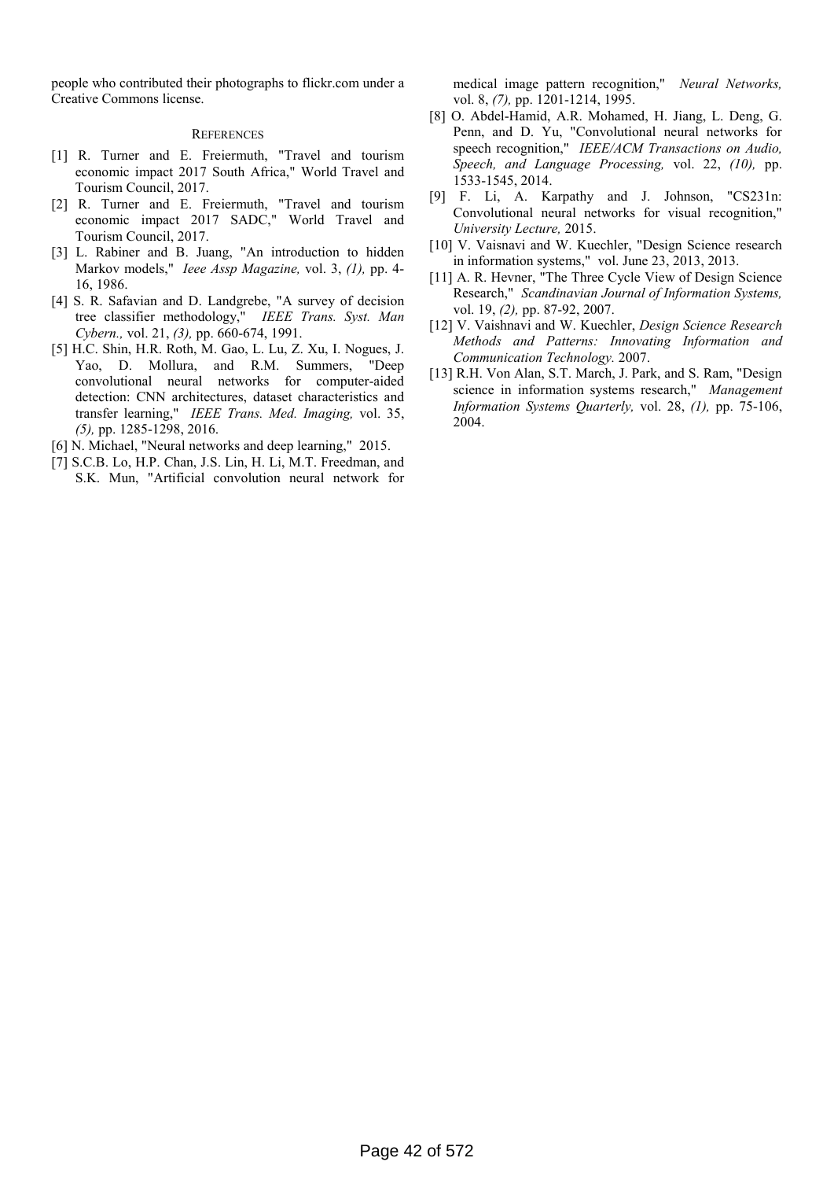people who contributed their photographs to flickr.com under a Creative Commons license.

## References

[1] R. Turner and E. Freiermuth, "Travel and tourism economic impact 2017 South Africa," World Travel and Tourism Council, 2017.

[2] R. Turner and E. Freiermuth, "Travel and tourism economic impact 2017 SADC," World Travel and Tourism Council, 2017.

[3] L. Rabiner and B. Juang, "An introduction to hidden Markov models," *Ieee Assp Magazine,* vol. 3, *(1),* pp. 4-16, 1986.

[4] S. R. Safavian and D. Landgrebe, "A survey of decision tree classifier methodology," *IEEE Trans. Syst. Man Cybern.,* vol. 21, *(3),* pp. 660-674, 1991.

[5] H.C. Shin, H.R. Roth, M. Gao, L. Lu, Z. Xu, I. Nogues, J. Yao, D. Mollura, and R.M. Summers, "Deep convolutional neural networks for computer-aided detection: CNN architectures, dataset characteristics and transfer learning," *IEEE Trans. Med. Imaging,* vol. 35, *(5),* pp. 1285-1298, 2016.

[6] N. Michael, "Neural networks and deep learning," 2015.

[7] S.C.B. Lo, H.P. Chan, J.S. Lin, H. Li, M.T. Freedman, and S.K. Mun, "Artificial convolution neural network for medical image pattern recognition," *Neural Networks,* vol. 8, *(7),* pp. 1201-1214, 1995.

[8] O. Abdel-Hamid, A.R. Mohamed, H. Jiang, L. Deng, G. Penn, and D. Yu, "Convolutional neural networks for speech recognition," *IEEE/ACM Transactions on Audio, Speech, and Language Processing,* vol. 22, *(10),* pp. 1533-1545, 2014.

[9] F. Li, A. Karpathy and J. Johnson, "CS231n: Convolutional neural networks for visual recognition," *University Lecture,* 2015.

[10] V. Vaisnavi and W. Kuechler, "Design Science research in information systems," vol. June 23, 2013, 2013.

[11] A. R. Hevner, "The Three Cycle View of Design Science Research," *Scandinavian Journal of Information Systems,* vol. 19, *(2),* pp. 87-92, 2007.

[12] V. Vaishnavi and W. Kuechler, *Design Science Research Methods and Patterns: Innovating Information and Communication Technology.* 2007.

[13] R.H. Von Alan, S.T. March, J. Park, and S. Ram, "Design science in information systems research," *Management Information Systems Quarterly,* vol. 28, *(1),* pp. 75-106, 2004.